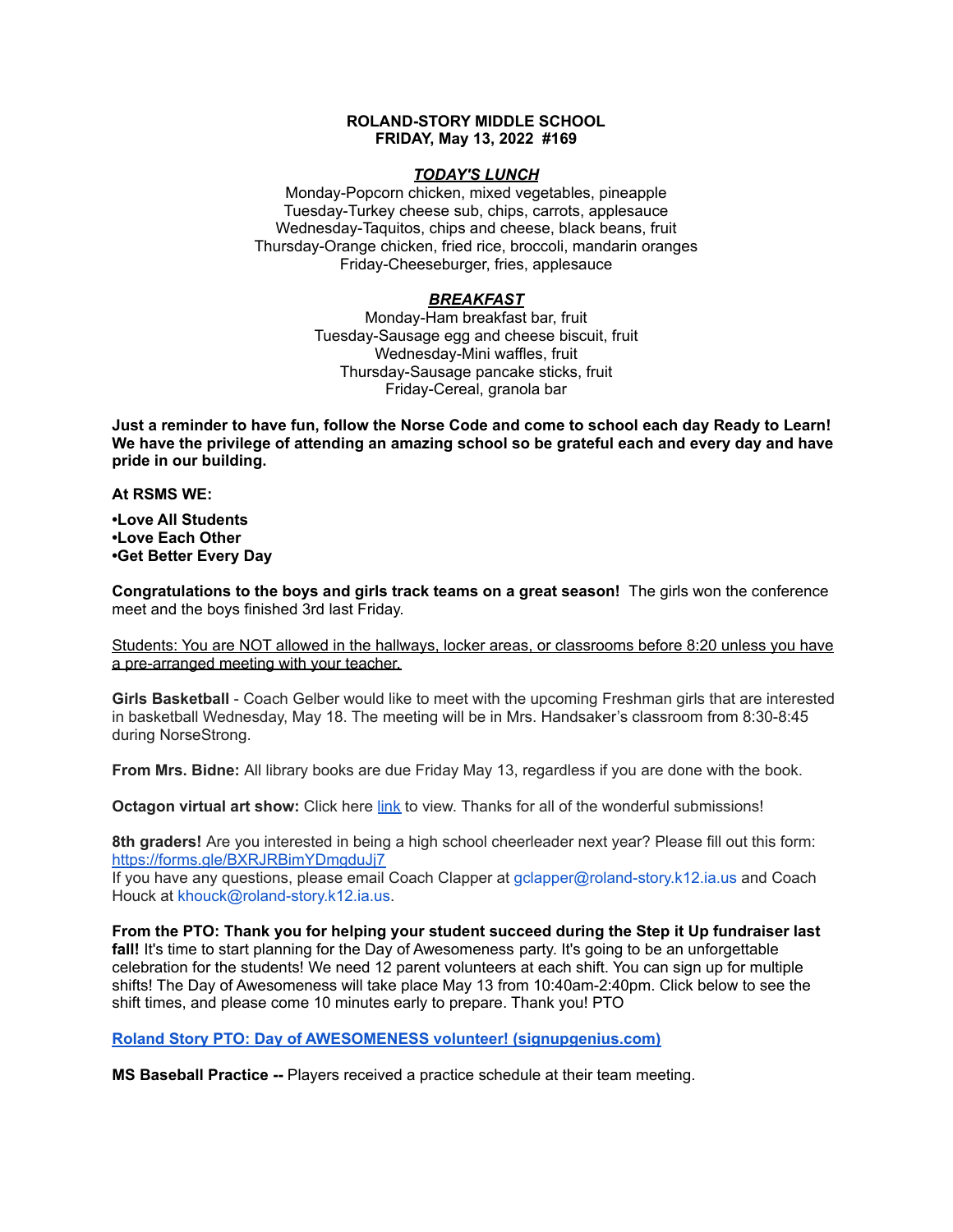**ROLAND-STORY MIDDLE SCHOOL**
**FRIDAY, May 13, 2022 #169**

***TODAY'S LUNCH***

Monday-Popcorn chicken, mixed vegetables, pineapple
Tuesday-Turkey cheese sub, chips, carrots, applesauce
Wednesday-Taquitos, chips and cheese, black beans, fruit
Thursday-Orange chicken, fried rice, broccoli, mandarin oranges
Friday-Cheeseburger, fries, applesauce

***BREAKFAST***

Monday-Ham breakfast bar, fruit
Tuesday-Sausage egg and cheese biscuit, fruit
Wednesday-Mini waffles, fruit
Thursday-Sausage pancake sticks, fruit
Friday-Cereal, granola bar

**Just a reminder to have fun, follow the Norse Code and come to school each day Ready to Learn! We have the privilege of attending an amazing school so be grateful each and every day and have pride in our building.**

**At RSMS WE:**

**•Love All Students**
**•Love Each Other**
**•Get Better Every Day**

**Congratulations to the boys and girls track teams on a great season!** The girls won the conference meet and the boys finished 3rd last Friday.

<u>Students: You are NOT allowed in the hallways, locker areas, or classrooms before 8:20 unless you have a pre-arranged meeting with your teacher.</u>

**Girls Basketball** - Coach Gelber would like to meet with the upcoming Freshman girls that are interested in basketball Wednesday, May 18. The meeting will be in Mrs. Handsaker's classroom from 8:30-8:45 during NorseStrong.

**From Mrs. Bidne:** All library books are due Friday May 13, regardless if you are done with the book.

**Octagon virtual art show:** Click here link to view. Thanks for all of the wonderful submissions!

**8th graders!** Are you interested in being a high school cheerleader next year? Please fill out this form: https://forms.gle/BXRJRBimYDmgduJj7
If you have any questions, please email Coach Clapper at gclapper@roland-story.k12.ia.us and Coach Houck at khouck@roland-story.k12.ia.us.

**From the PTO: Thank you for helping your student succeed during the Step it Up fundraiser last fall!** It's time to start planning for the Day of Awesomeness party. It's going to be an unforgettable celebration for the students! We need 12 parent volunteers at each shift. You can sign up for multiple shifts! The Day of Awesomeness will take place May 13 from 10:40am-2:40pm. Click below to see the shift times, and please come 10 minutes early to prepare. Thank you! PTO

**Roland Story PTO: Day of AWESOMENESS volunteer! (signupgenius.com)**

**MS Baseball Practice --** Players received a practice schedule at their team meeting.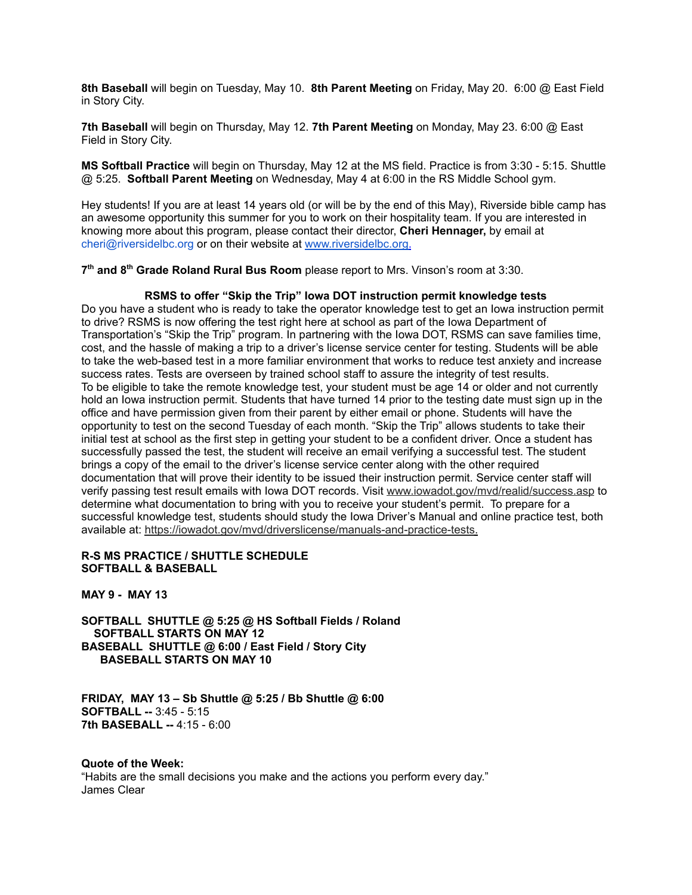**8th Baseball** will begin on Tuesday, May 10. **8th Parent Meeting** on Friday, May 20. 6:00 @ East Field in Story City.

**7th Baseball** will begin on Thursday, May 12. **7th Parent Meeting** on Monday, May 23. 6:00 @ East Field in Story City.

**MS Softball Practice** will begin on Thursday, May 12 at the MS field. Practice is from 3:30 - 5:15. Shuttle @ 5:25. **Softball Parent Meeting** on Wednesday, May 4 at 6:00 in the RS Middle School gym.

Hey students! If you are at least 14 years old (or will be by the end of this May), Riverside bible camp has an awesome opportunity this summer for you to work on their hospitality team. If you are interested in knowing more about this program, please contact their director, **Cheri Hennager,** by email at cheri@riversidelbc.org or on their website at www.riversidelbc.org.

**7th and 8th Grade Roland Rural Bus Room** please report to Mrs. Vinson's room at 3:30.

**RSMS to offer "Skip the Trip" Iowa DOT instruction permit knowledge tests**

Do you have a student who is ready to take the operator knowledge test to get an Iowa instruction permit to drive? RSMS is now offering the test right here at school as part of the Iowa Department of Transportation's "Skip the Trip" program. In partnering with the Iowa DOT, RSMS can save families time, cost, and the hassle of making a trip to a driver's license service center for testing. Students will be able to take the web-based test in a more familiar environment that works to reduce test anxiety and increase success rates. Tests are overseen by trained school staff to assure the integrity of test results.
To be eligible to take the remote knowledge test, your student must be age 14 or older and not currently hold an Iowa instruction permit. Students that have turned 14 prior to the testing date must sign up in the office and have permission given from their parent by either email or phone. Students will have the opportunity to test on the second Tuesday of each month. "Skip the Trip" allows students to take their initial test at school as the first step in getting your student to be a confident driver. Once a student has successfully passed the test, the student will receive an email verifying a successful test. The student brings a copy of the email to the driver's license service center along with the other required documentation that will prove their identity to be issued their instruction permit. Service center staff will verify passing test result emails with Iowa DOT records. Visit www.iowadot.gov/mvd/realid/success.asp to determine what documentation to bring with you to receive your student's permit. To prepare for a successful knowledge test, students should study the Iowa Driver's Manual and online practice test, both available at: https://iowadot.gov/mvd/driverslicense/manuals-and-practice-tests.

**R-S MS PRACTICE / SHUTTLE SCHEDULE**
**SOFTBALL & BASEBALL**

**MAY 9 - MAY 13**

**SOFTBALL SHUTTLE @ 5:25 @ HS Softball Fields / Roland**
**SOFTBALL STARTS ON MAY 12**
**BASEBALL SHUTTLE @ 6:00 / East Field / Story City**
**BASEBALL STARTS ON MAY 10**

**FRIDAY, MAY 13 – Sb Shuttle @ 5:25 / Bb Shuttle @ 6:00**
**SOFTBALL --** 3:45 - 5:15
**7th BASEBALL --** 4:15 - 6:00

**Quote of the Week:**
"Habits are the small decisions you make and the actions you perform every day."
James Clear